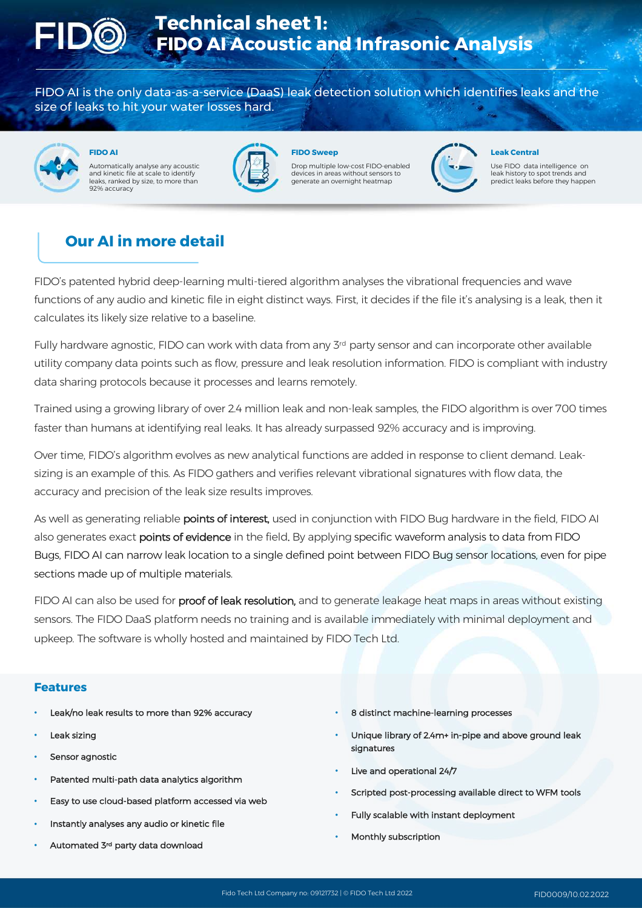# Technical sheet 1: FIDO AI Acoustic and Infrasonic Analysis

FIDO AI is the only data-as-a-service (DaaS) leak detection solution which identifies leaks and the size of leaks to hit your water losses hard.

**FIDO AI**

Automatically analyse any acoustic and kinetic file at scale to identify leaks, ranked by size, to more than 92% accuracy

**FIDO Sweep**

Drop multiple low-cost FIDO-enabled devices in areas without sensors to generate an overnight heatmap

**Leak Central**

Use FIDO data intelligence on leak history to spot trends and predict leaks before they happen

## Our AI in more detail

FIDO's patented hybrid deep-learning multi-tiered algorithm analyses the vibrational frequencies and wave functions of any audio and kinetic file in eight distinct ways. First, it decides if the file it's analysing is a leak, then it calculates its likely size relative to a baseline.

Fully hardware agnostic, FIDO can work with data from any 3rd party sensor and can incorporate other available utility company data points such as flow, pressure and leak resolution information. FIDO is compliant with industry data sharing protocols because it processes and learns remotely.

Trained using a growing library of over 2.4 million leak and non-leak samples, the FIDO algorithm is over 700 times faster than humans at identifying real leaks. It has already surpassed 92% accuracy and is improving.

Over time, FIDO's algorithm evolves as new analytical functions are added in response to client demand. Leak-sizing is an example of this. As FIDO gathers and verifies relevant vibrational signatures with flow data, the accuracy and precision of the leak size results improves.

As well as generating reliable points of interest, used in conjunction with FIDO Bug hardware in the field, FIDO AI also generates exact points of evidence in the field. By applying specific waveform analysis to data from FIDO Bugs, FIDO AI can narrow leak location to a single defined point between FIDO Bug sensor locations, even for pipe sections made up of multiple materials.

FIDO AI can also be used for proof of leak resolution, and to generate leakage heat maps in areas without existing sensors. The FIDO DaaS platform needs no training and is available immediately with minimal deployment and upkeep. The software is wholly hosted and maintained by FIDO Tech Ltd.

### Features

- Leak/no leak results to more than 92% accuracy
- Leak sizing
- Sensor agnostic
- Patented multi-path data analytics algorithm
- Easy to use cloud-based platform accessed via web
- Instantly analyses any audio or kinetic file
- Automated 3rd party data download
- 8 distinct machine-learning processes
- Unique library of 2.4m+ in-pipe and above ground leak signatures
- Live and operational 24/7
- Scripted post-processing available direct to WFM tools
- Fully scalable with instant deployment
- Monthly subscription

Fido Tech Ltd Company no: 09121732 | © FIDO Tech Ltd 2022 FID0009/10.02.2022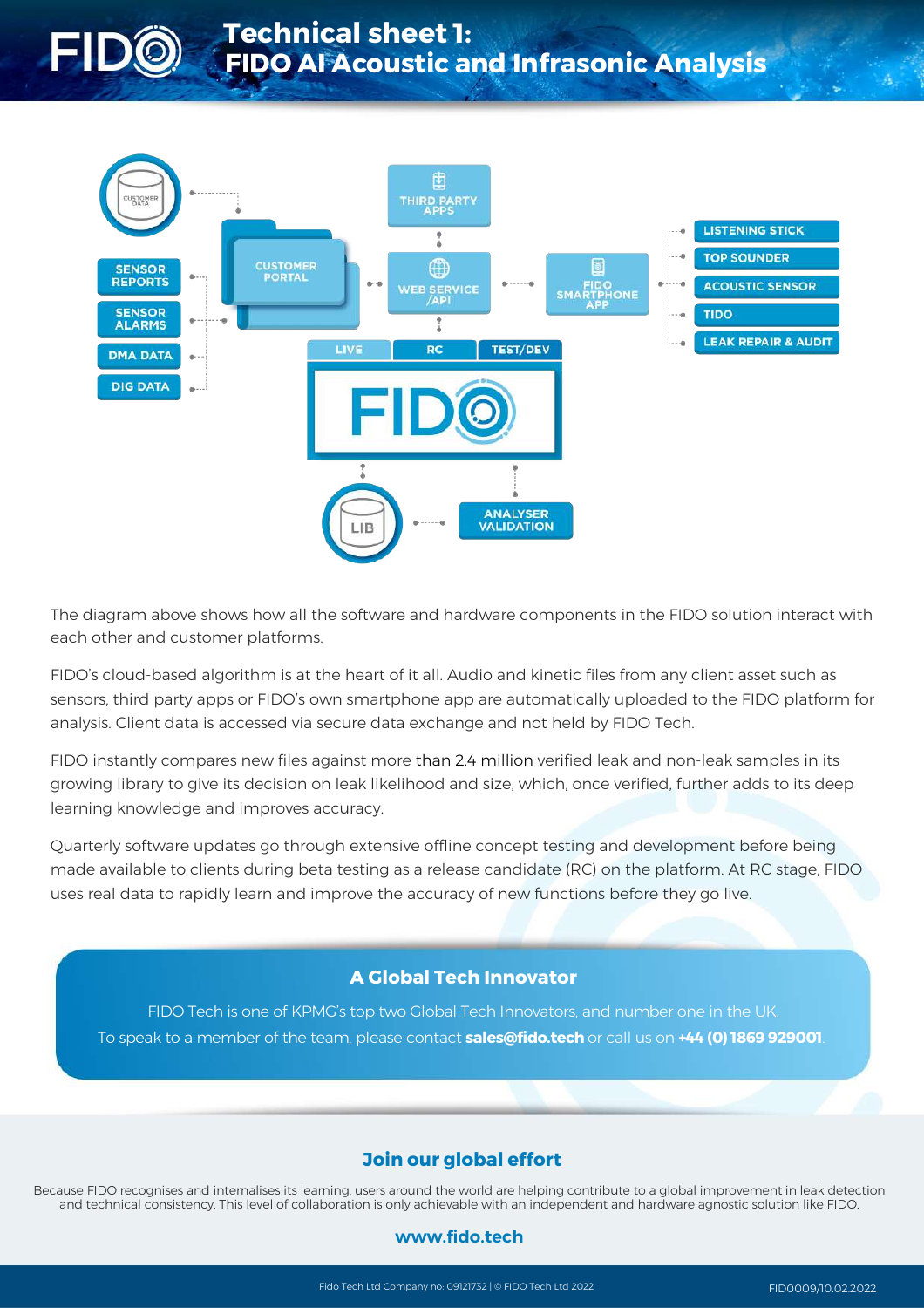# Technical sheet 1: FIDO AI Acoustic and Infrasonic Analysis

CUSTOMER DATA

SENSOR REPORTS

SENSOR ALARMS

DMA DATA

DIG DATA

CUSTOMER PORTAL

THIRD PARTY APPS

WEB SERVICE /API

FIDO SMARTPHONE APP

LISTENING STICK

TOP SOUNDER

ACOUSTIC SENSOR

TIDO

LEAK REPAIR & AUDIT

LIVE | RC | TEST/DEV

FIDO

LIB

ANALYSER VALIDATION

The diagram above shows how all the software and hardware components in the FIDO solution interact with each other and customer platforms.

FIDO's cloud-based algorithm is at the heart of it all. Audio and kinetic files from any client asset such as sensors, third party apps or FIDO's own smartphone app are automatically uploaded to the FIDO platform for analysis. Client data is accessed via secure data exchange and not held by FIDO Tech.

FIDO instantly compares new files against more than 2.4 million verified leak and non-leak samples in its growing library to give its decision on leak likelihood and size, which, once verified, further adds to its deep learning knowledge and improves accuracy.

Quarterly software updates go through extensive offline concept testing and development before being made available to clients during beta testing as a release candidate (RC) on the platform. At RC stage, FIDO uses real data to rapidly learn and improve the accuracy of new functions before they go live.

## A Global Tech Innovator

FIDO Tech is one of KPMG's top two Global Tech Innovators, and number one in the UK.
To speak to a member of the team, please contact **sales@fido.tech** or call us on **+44 (0) 1869 929001**.

## Join our global effort

Because FIDO recognises and internalises its learning, users around the world are helping contribute to a global improvement in leak detection and technical consistency. This level of collaboration is only achievable with an independent and hardware agnostic solution like FIDO.

**www.fido.tech**

Fido Tech Ltd Company no: 09121732 | © FIDO Tech Ltd 2022

FID0009/10.02.2022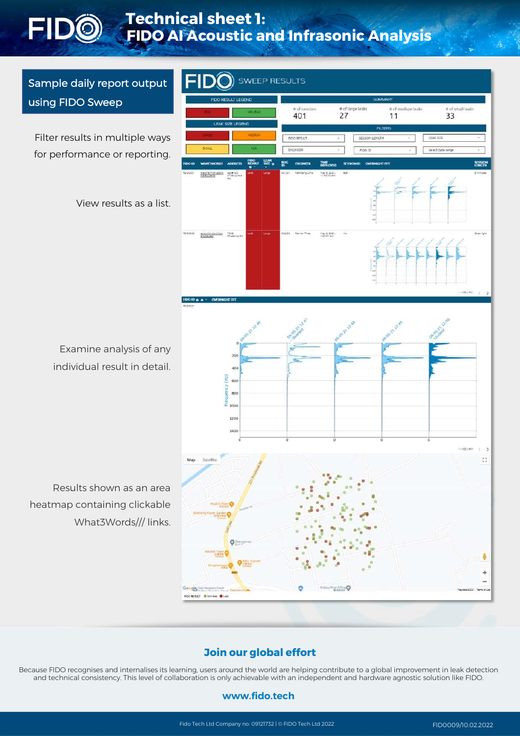# Technical sheet 1: FIDO AI Acoustic and Infrasonic Analysis

## Sample daily report output using FIDO Sweep

Filter results in multiple ways for performance or reporting.

View results as a list.

Examine analysis of any individual result in detail.

Results shown as an area heatmap containing clickable What3Words/// links.

FIDO SWEEP RESULTS

FIDO RESULT LEGEND: LEAK | NO LEAK

LEAK SIZE LEGEND: LARGE | MEDIUM | SMALL | N/A

SUMMARY

| # of sessions | # of large leaks | # of medium leaks | # of small leaks |
|---|---|---|---|
| 401 | 27 | 11 | 33 |

FILTERS: FIDO RESULT | SESSION LENGTH | LEAK SIZE | ENGINEER | FIDO ID | Select date range

FIDO ID | WHAT3WORDS | ADDRESS | FIDO RESULT | LEAK SIZE | BUG ID | ENGINEER | TIME DEPLOYED | SESSION ID | OVERNIGHT FFT | SESSION LENGTH

FIDO ID | OVERNIGHT FFT

06-05-21 12:46

06-05-21 12:47 Quietest

06-05-21 12:48

06-05-21 12:49

06-05-21 12:50 Loudest

Frequency (Hz)

0
200
400
600
800
1000
1200
1400

FIDO RESULT ● Non-leak ● Leak

## Join our global effort

Because FIDO recognises and internalises its learning, users around the world are helping contribute to a global improvement in leak detection and technical consistency. This level of collaboration is only achievable with an independent and hardware agnostic solution like FIDO.

**www.fido.tech**

Fido Tech Ltd Company no: 09121732 | © FIDO Tech Ltd 2022

FID0009/10.02.2022